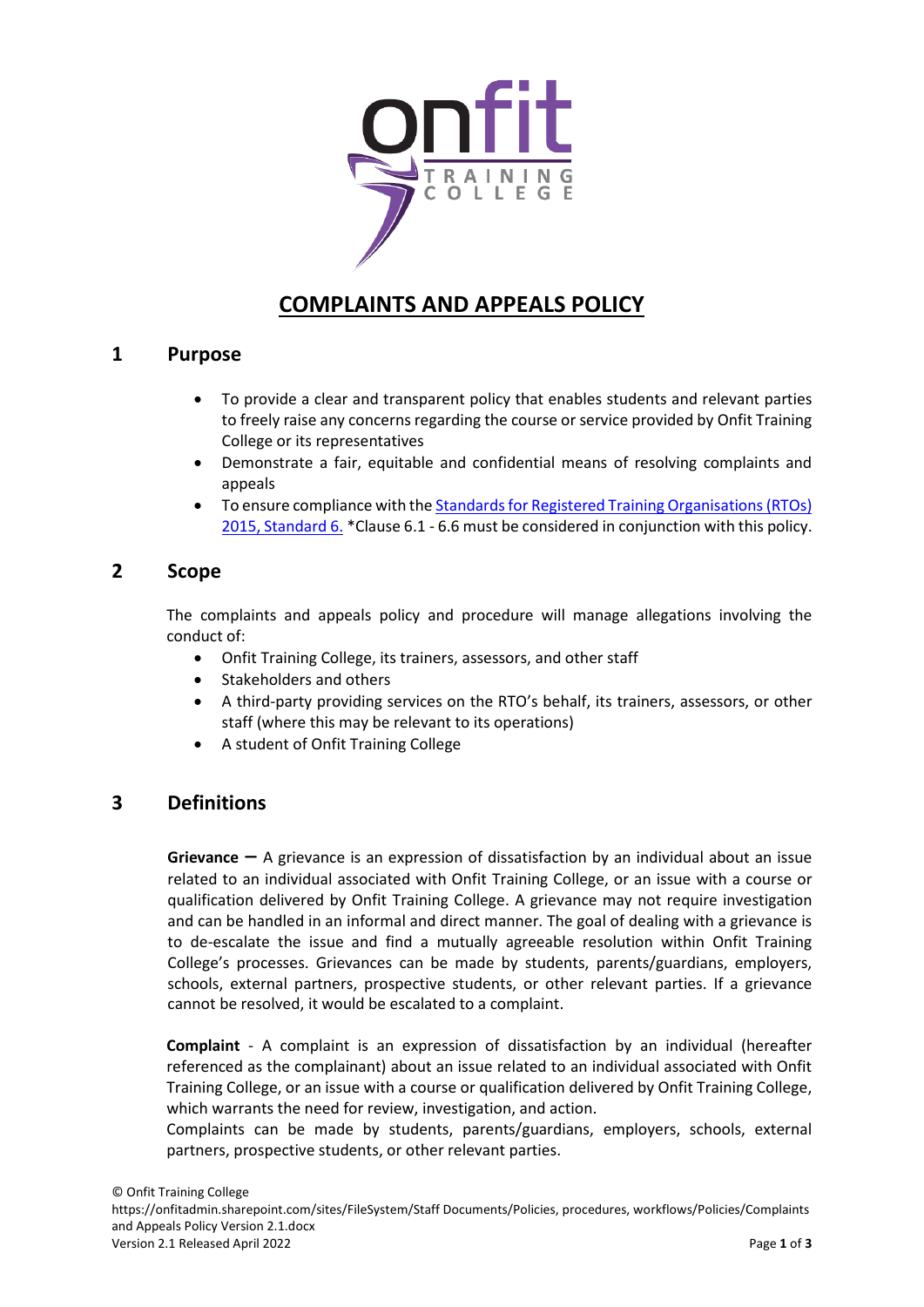# COMPLAINTS AND APPEALS POLICY

## 1 Purpose

- To provide a clear and transparent policy that enables students and relevant parties to freely raise any concerns regarding the course or service provided by Onfit Training College or its representatives
- Demonstrate a fair, equitable and confidential means of resolving complaints and appeals
- To ensure compliance with the Standards for Registered Training Organisations (RTOs) 2015, Standard 6. *Clause 6.1 - 6.6 must be considered in conjunction with this policy.

## 2 Scope

The complaints and appeals policy and procedure will manage allegations involving the conduct of:

- Onfit Training College, its trainers, assessors, and other staff
- Stakeholders and others
- A third-party providing services on the RTO's behalf, its trainers, assessors, or other staff (where this may be relevant to its operations)
- A student of Onfit Training College

## 3 Definitions

**Grievance** – A grievance is an expression of dissatisfaction by an individual about an issue related to an individual associated with Onfit Training College, or an issue with a course or qualification delivered by Onfit Training College. A grievance may not require investigation and can be handled in an informal and direct manner. The goal of dealing with a grievance is to de-escalate the issue and find a mutually agreeable resolution within Onfit Training College's processes. Grievances can be made by students, parents/guardians, employers, schools, external partners, prospective students, or other relevant parties. If a grievance cannot be resolved, it would be escalated to a complaint.

**Complaint** - A complaint is an expression of dissatisfaction by an individual (hereafter referenced as the complainant) about an issue related to an individual associated with Onfit Training College, or an issue with a course or qualification delivered by Onfit Training College, which warrants the need for review, investigation, and action.
Complaints can be made by students, parents/guardians, employers, schools, external partners, prospective students, or other relevant parties.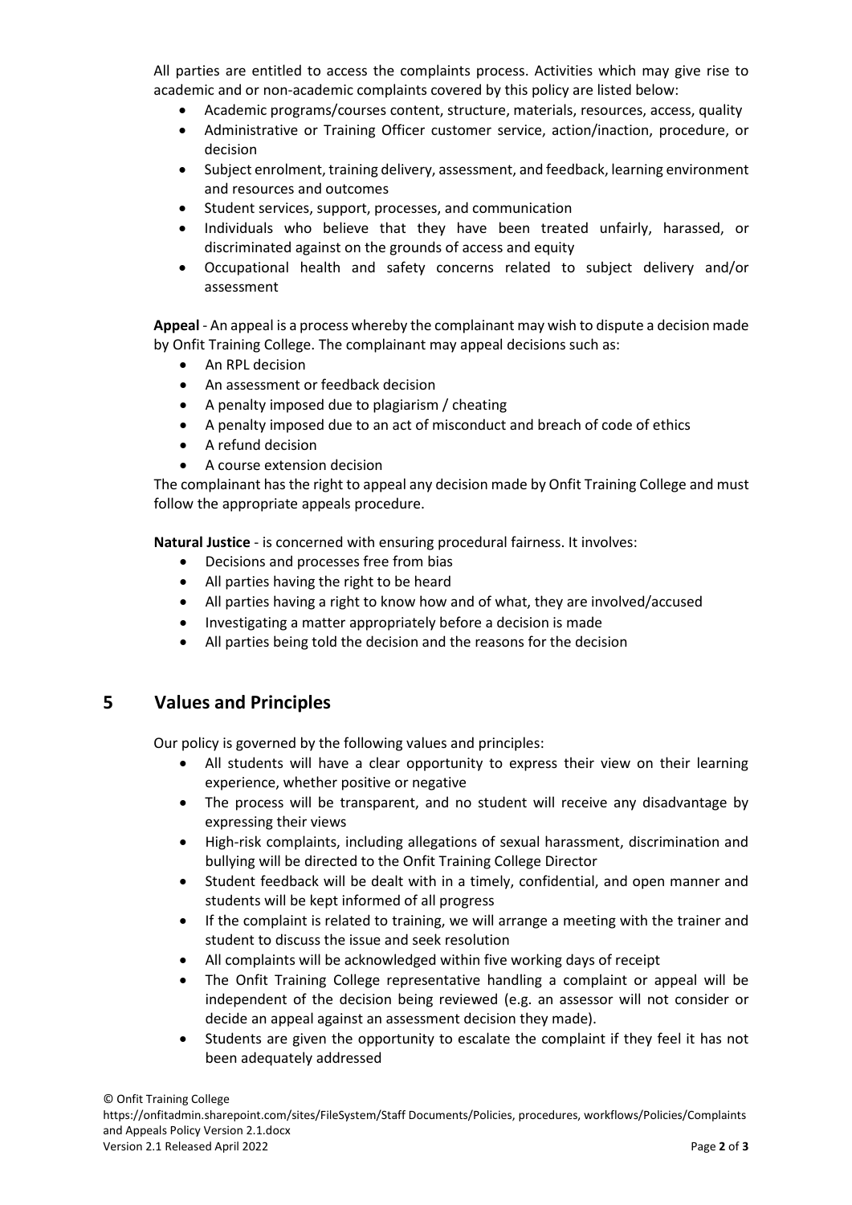All parties are entitled to access the complaints process. Activities which may give rise to academic and or non-academic complaints covered by this policy are listed below:

- Academic programs/courses content, structure, materials, resources, access, quality
- Administrative or Training Officer customer service, action/inaction, procedure, or decision
- Subject enrolment, training delivery, assessment, and feedback, learning environment and resources and outcomes
- Student services, support, processes, and communication
- Individuals who believe that they have been treated unfairly, harassed, or discriminated against on the grounds of access and equity
- Occupational health and safety concerns related to subject delivery and/or assessment

**Appeal** - An appeal is a process whereby the complainant may wish to dispute a decision made by Onfit Training College. The complainant may appeal decisions such as:

- An RPL decision
- An assessment or feedback decision
- A penalty imposed due to plagiarism / cheating
- A penalty imposed due to an act of misconduct and breach of code of ethics
- A refund decision
- A course extension decision

The complainant has the right to appeal any decision made by Onfit Training College and must follow the appropriate appeals procedure.

**Natural Justice** - is concerned with ensuring procedural fairness. It involves:

- Decisions and processes free from bias
- All parties having the right to be heard
- All parties having a right to know how and of what, they are involved/accused
- Investigating a matter appropriately before a decision is made
- All parties being told the decision and the reasons for the decision

## 5 Values and Principles

Our policy is governed by the following values and principles:

- All students will have a clear opportunity to express their view on their learning experience, whether positive or negative
- The process will be transparent, and no student will receive any disadvantage by expressing their views
- High-risk complaints, including allegations of sexual harassment, discrimination and bullying will be directed to the Onfit Training College Director
- Student feedback will be dealt with in a timely, confidential, and open manner and students will be kept informed of all progress
- If the complaint is related to training, we will arrange a meeting with the trainer and student to discuss the issue and seek resolution
- All complaints will be acknowledged within five working days of receipt
- The Onfit Training College representative handling a complaint or appeal will be independent of the decision being reviewed (e.g. an assessor will not consider or decide an appeal against an assessment decision they made).
- Students are given the opportunity to escalate the complaint if they feel it has not been adequately addressed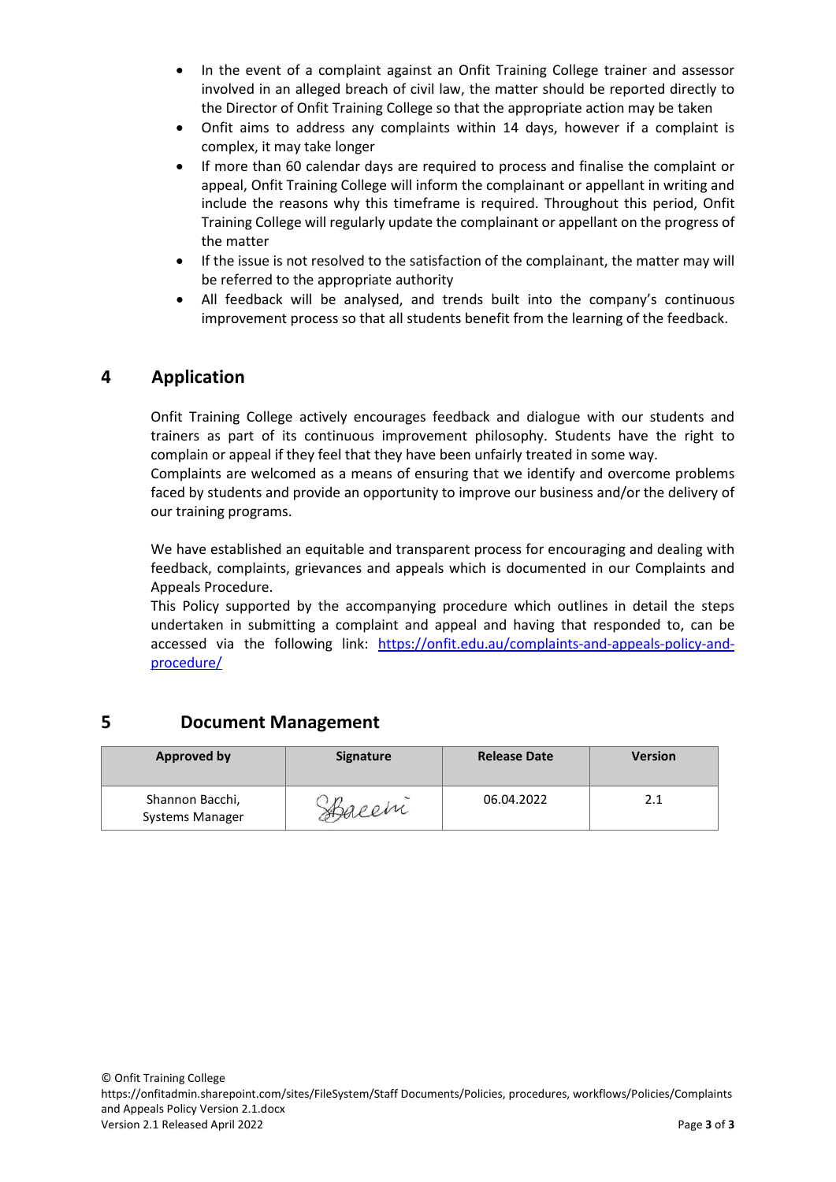- In the event of a complaint against an Onfit Training College trainer and assessor involved in an alleged breach of civil law, the matter should be reported directly to the Director of Onfit Training College so that the appropriate action may be taken
- Onfit aims to address any complaints within 14 days, however if a complaint is complex, it may take longer
- If more than 60 calendar days are required to process and finalise the complaint or appeal, Onfit Training College will inform the complainant or appellant in writing and include the reasons why this timeframe is required. Throughout this period, Onfit Training College will regularly update the complainant or appellant on the progress of the matter
- If the issue is not resolved to the satisfaction of the complainant, the matter may will be referred to the appropriate authority
- All feedback will be analysed, and trends built into the company's continuous improvement process so that all students benefit from the learning of the feedback.

## 4 Application

Onfit Training College actively encourages feedback and dialogue with our students and trainers as part of its continuous improvement philosophy. Students have the right to complain or appeal if they feel that they have been unfairly treated in some way.
Complaints are welcomed as a means of ensuring that we identify and overcome problems faced by students and provide an opportunity to improve our business and/or the delivery of our training programs.

We have established an equitable and transparent process for encouraging and dealing with feedback, complaints, grievances and appeals which is documented in our Complaints and Appeals Procedure.
This Policy supported by the accompanying procedure which outlines in detail the steps undertaken in submitting a complaint and appeal and having that responded to, can be accessed via the following link: [https://onfit.edu.au/complaints-and-appeals-policy-and-procedure/](https://onfit.edu.au/complaints-and-appeals-policy-and-procedure/)

## 5 Document Management

| Approved by | Signature | Release Date | Version |
|---|---|---|---|
| Shannon Bacchi, Systems Manager | SBacchi | 06.04.2022 | 2.1 |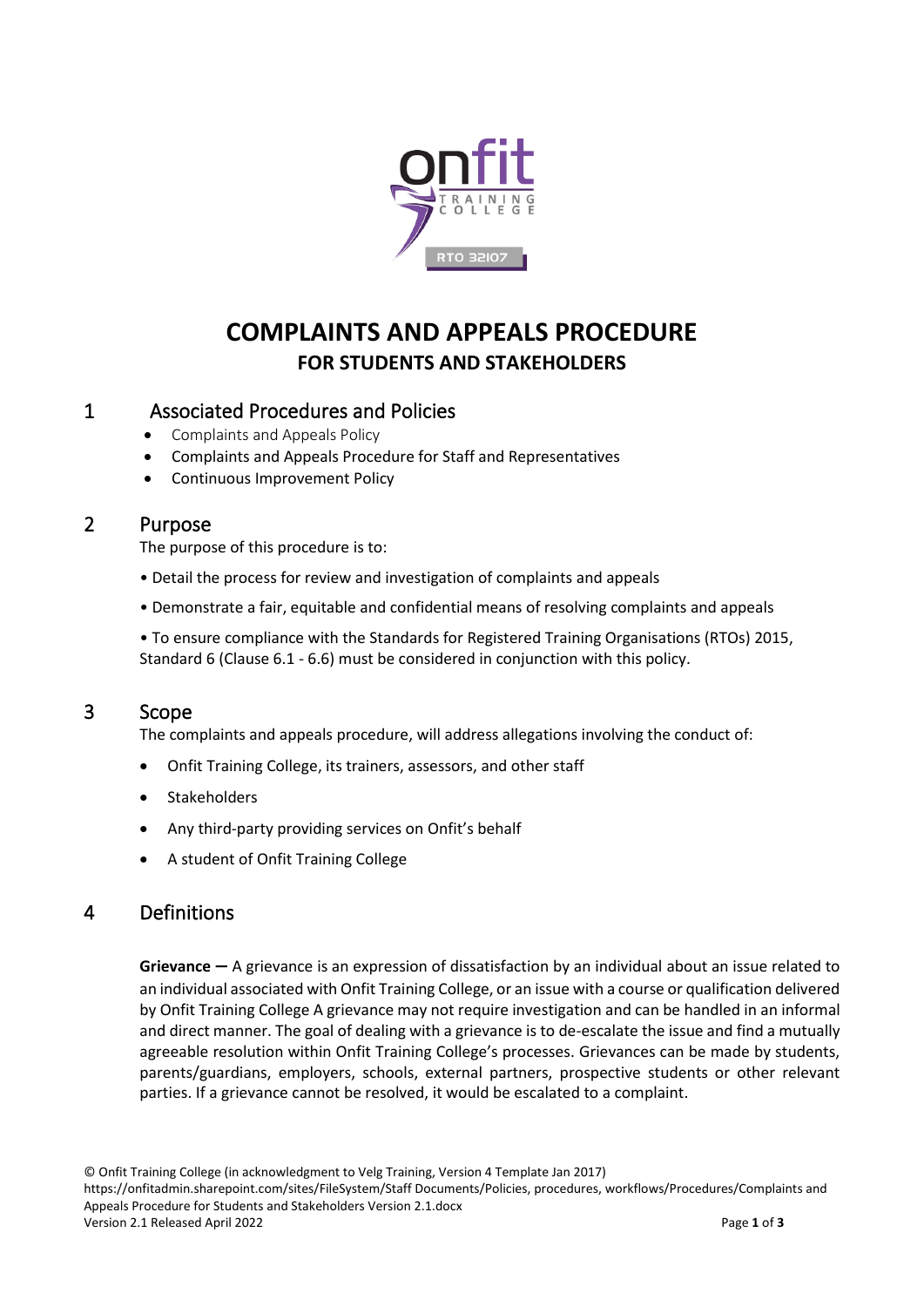# COMPLAINTS AND APPEALS PROCEDURE

## FOR STUDENTS AND STAKEHOLDERS

## 1 Associated Procedures and Policies

- Complaints and Appeals Policy
- Complaints and Appeals Procedure for Staff and Representatives
- Continuous Improvement Policy

## 2 Purpose

The purpose of this procedure is to:

• Detail the process for review and investigation of complaints and appeals

• Demonstrate a fair, equitable and confidential means of resolving complaints and appeals

• To ensure compliance with the Standards for Registered Training Organisations (RTOs) 2015, Standard 6 (Clause 6.1 - 6.6) must be considered in conjunction with this policy.

## 3 Scope

The complaints and appeals procedure, will address allegations involving the conduct of:

- Onfit Training College, its trainers, assessors, and other staff
- Stakeholders
- Any third-party providing services on Onfit's behalf
- A student of Onfit Training College

## 4 Definitions

**Grievance —** A grievance is an expression of dissatisfaction by an individual about an issue related to an individual associated with Onfit Training College, or an issue with a course or qualification delivered by Onfit Training College A grievance may not require investigation and can be handled in an informal and direct manner. The goal of dealing with a grievance is to de-escalate the issue and find a mutually agreeable resolution within Onfit Training College's processes. Grievances can be made by students, parents/guardians, employers, schools, external partners, prospective students or other relevant parties. If a grievance cannot be resolved, it would be escalated to a complaint.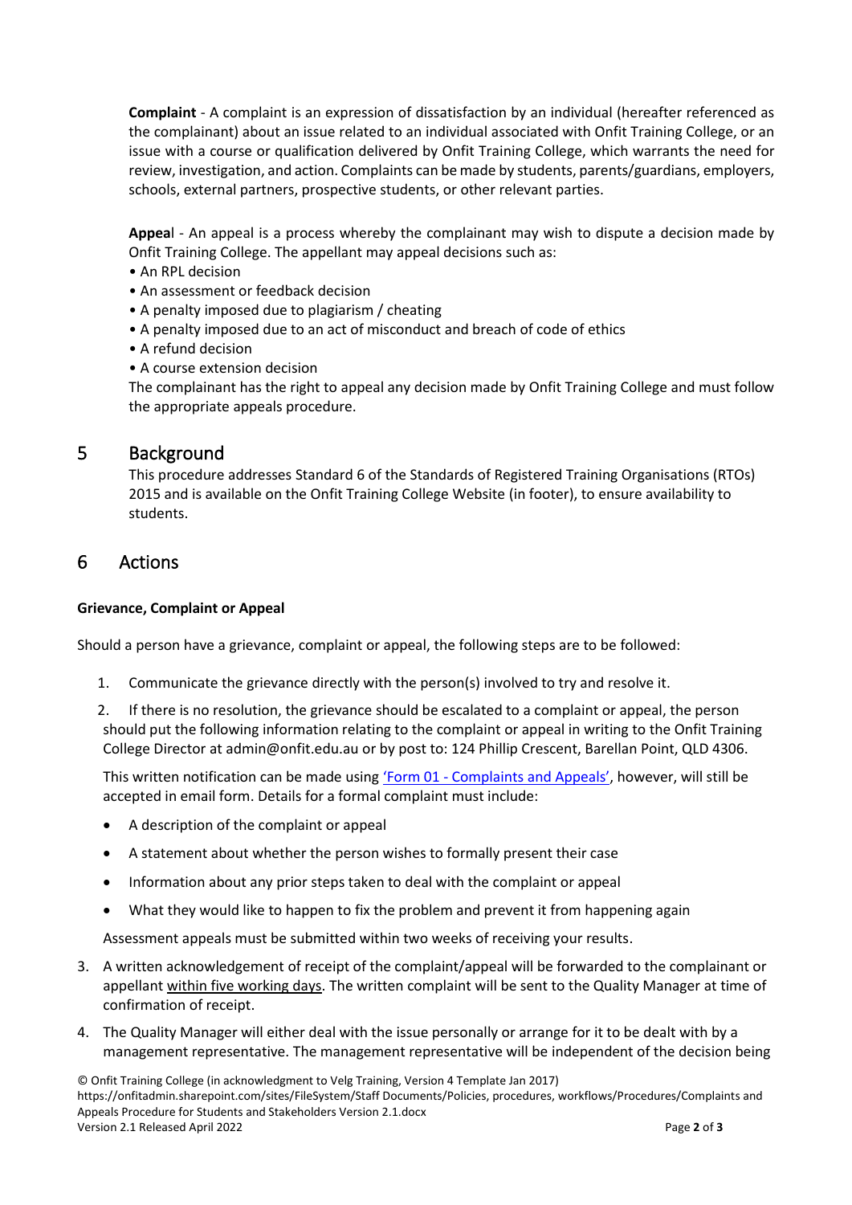**Complaint** - A complaint is an expression of dissatisfaction by an individual (hereafter referenced as the complainant) about an issue related to an individual associated with Onfit Training College, or an issue with a course or qualification delivered by Onfit Training College, which warrants the need for review, investigation, and action. Complaints can be made by students, parents/guardians, employers, schools, external partners, prospective students, or other relevant parties.

**Appeal** - An appeal is a process whereby the complainant may wish to dispute a decision made by Onfit Training College. The appellant may appeal decisions such as:

- An RPL decision
- An assessment or feedback decision
- A penalty imposed due to plagiarism / cheating
- A penalty imposed due to an act of misconduct and breach of code of ethics
- A refund decision
- A course extension decision

The complainant has the right to appeal any decision made by Onfit Training College and must follow the appropriate appeals procedure.

## 5 Background

This procedure addresses Standard 6 of the Standards of Registered Training Organisations (RTOs) 2015 and is available on the Onfit Training College Website (in footer), to ensure availability to students.

## 6 Actions

**Grievance, Complaint or Appeal**

Should a person have a grievance, complaint or appeal, the following steps are to be followed:

1. Communicate the grievance directly with the person(s) involved to try and resolve it.
2. If there is no resolution, the grievance should be escalated to a complaint or appeal, the person should put the following information relating to the complaint or appeal in writing to the Onfit Training College Director at admin@onfit.edu.au or by post to: 124 Phillip Crescent, Barellan Point, QLD 4306.

   This written notification can be made using 'Form 01 - Complaints and Appeals', however, will still be accepted in email form. Details for a formal complaint must include:

   - A description of the complaint or appeal
   - A statement about whether the person wishes to formally present their case
   - Information about any prior steps taken to deal with the complaint or appeal
   - What they would like to happen to fix the problem and prevent it from happening again

   Assessment appeals must be submitted within two weeks of receiving your results.

3. A written acknowledgement of receipt of the complaint/appeal will be forwarded to the complainant or appellant within five working days. The written complaint will be sent to the Quality Manager at time of confirmation of receipt.
4. The Quality Manager will either deal with the issue personally or arrange for it to be dealt with by a management representative. The management representative will be independent of the decision being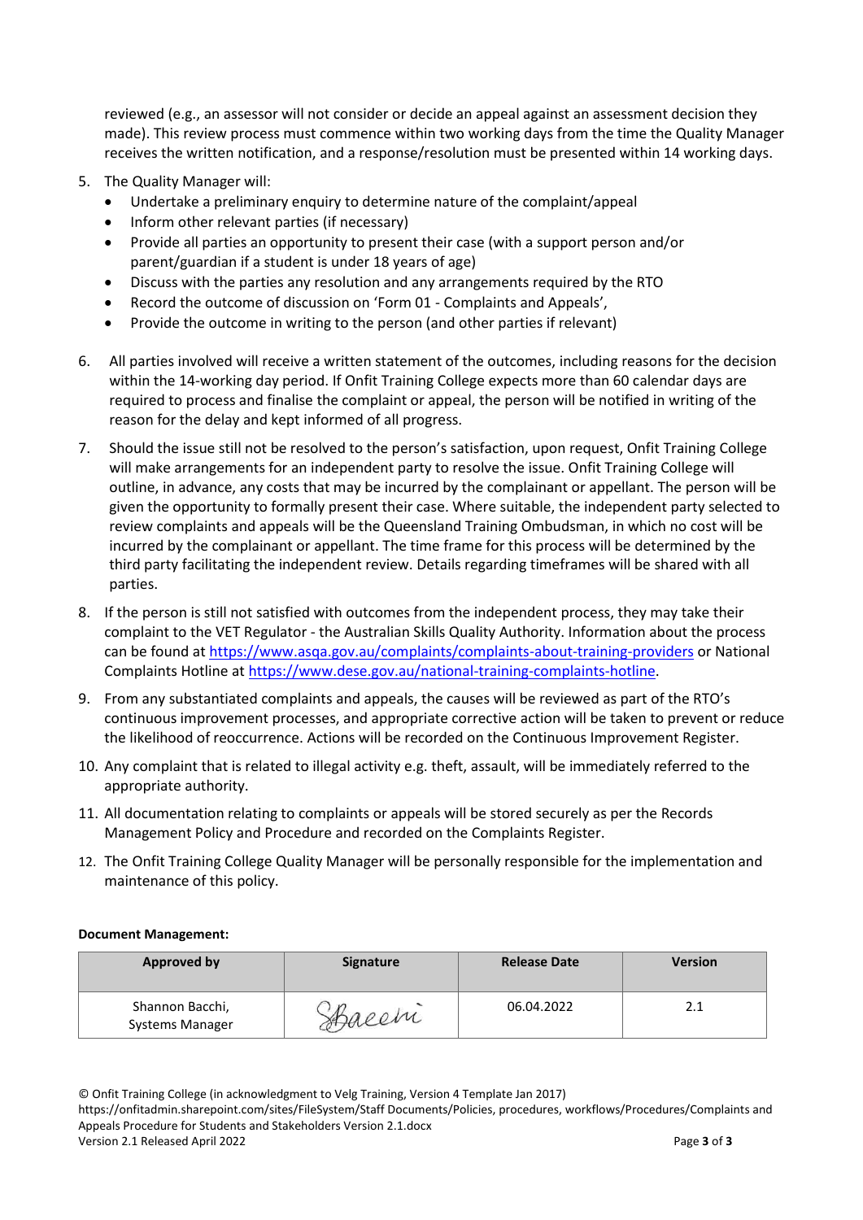reviewed (e.g., an assessor will not consider or decide an appeal against an assessment decision they made). This review process must commence within two working days from the time the Quality Manager receives the written notification, and a response/resolution must be presented within 14 working days.

5. The Quality Manager will:
   - Undertake a preliminary enquiry to determine nature of the complaint/appeal
   - Inform other relevant parties (if necessary)
   - Provide all parties an opportunity to present their case (with a support person and/or parent/guardian if a student is under 18 years of age)
   - Discuss with the parties any resolution and any arrangements required by the RTO
   - Record the outcome of discussion on 'Form 01 - Complaints and Appeals',
   - Provide the outcome in writing to the person (and other parties if relevant)

6. All parties involved will receive a written statement of the outcomes, including reasons for the decision within the 14-working day period. If Onfit Training College expects more than 60 calendar days are required to process and finalise the complaint or appeal, the person will be notified in writing of the reason for the delay and kept informed of all progress.

7. Should the issue still not be resolved to the person's satisfaction, upon request, Onfit Training College will make arrangements for an independent party to resolve the issue. Onfit Training College will outline, in advance, any costs that may be incurred by the complainant or appellant. The person will be given the opportunity to formally present their case. Where suitable, the independent party selected to review complaints and appeals will be the Queensland Training Ombudsman, in which no cost will be incurred by the complainant or appellant. The time frame for this process will be determined by the third party facilitating the independent review. Details regarding timeframes will be shared with all parties.

8. If the person is still not satisfied with outcomes from the independent process, they may take their complaint to the VET Regulator - the Australian Skills Quality Authority. Information about the process can be found at https://www.asqa.gov.au/complaints/complaints-about-training-providers or National Complaints Hotline at https://www.dese.gov.au/national-training-complaints-hotline.

9. From any substantiated complaints and appeals, the causes will be reviewed as part of the RTO's continuous improvement processes, and appropriate corrective action will be taken to prevent or reduce the likelihood of reoccurrence. Actions will be recorded on the Continuous Improvement Register.

10. Any complaint that is related to illegal activity e.g. theft, assault, will be immediately referred to the appropriate authority.

11. All documentation relating to complaints or appeals will be stored securely as per the Records Management Policy and Procedure and recorded on the Complaints Register.

12. The Onfit Training College Quality Manager will be personally responsible for the implementation and maintenance of this policy.

**Document Management:**

| Approved by | Signature | Release Date | Version |
|---|---|---|---|
| Shannon Bacchi, Systems Manager | SBacchi | 06.04.2022 | 2.1 |

© Onfit Training College (in acknowledgment to Velg Training, Version 4 Template Jan 2017)
https://onfitadmin.sharepoint.com/sites/FileSystem/Staff Documents/Policies, procedures, workflows/Procedures/Complaints and Appeals Procedure for Students and Stakeholders Version 2.1.docx
Version 2.1 Released April 2022